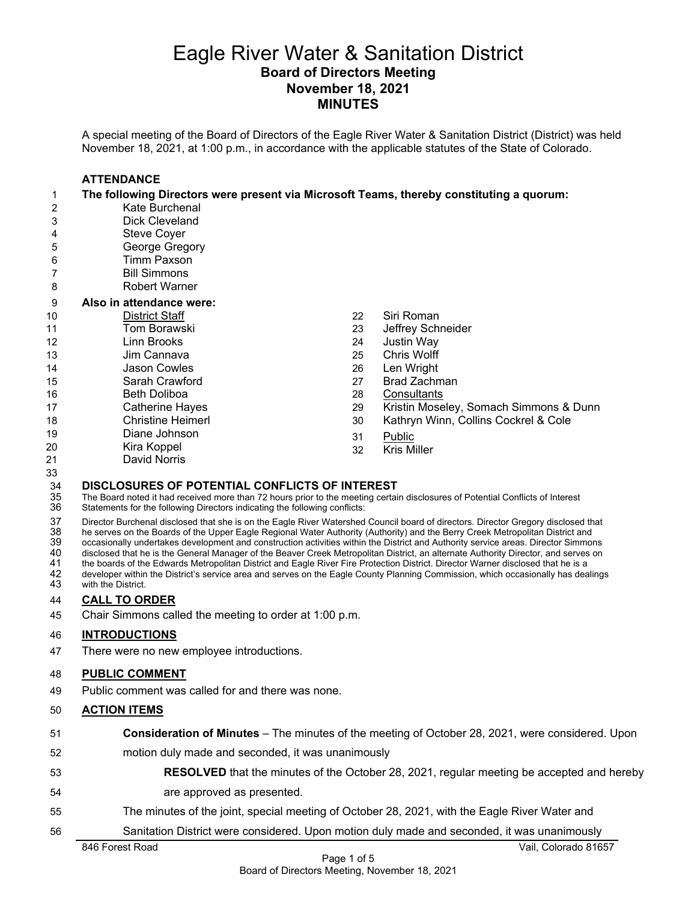# Eagle River Water & Sanitation District

## Board of Directors Meeting
## November 18, 2021
## MINUTES

A special meeting of the Board of Directors of the Eagle River Water & Sanitation District (District) was held November 18, 2021, at 1:00 p.m., in accordance with the applicable statutes of the State of Colorado.

### ATTENDANCE

**The following Directors were present via Microsoft Teams, thereby constituting a quorum:**

- Kate Burchenal
- Dick Cleveland
- Steve Coyer
- George Gregory
- Timm Paxson
- Bill Simmons
- Robert Warner

**Also in attendance were:**

District Staff
- Tom Borawski
- Linn Brooks
- Jim Cannava
- Jason Cowles
- Sarah Crawford
- Beth Doliboa
- Catherine Hayes
- Christine Heimerl
- Diane Johnson
- Kira Koppel
- David Norris
- Siri Roman
- Jeffrey Schneider
- Justin Way
- Chris Wolff
- Len Wright
- Brad Zachman

Consultants
- Kristin Moseley, Somach Simmons & Dunn
- Kathryn Winn, Collins Cockrel & Cole

Public
- Kris Miller

### DISCLOSURES OF POTENTIAL CONFLICTS OF INTEREST

The Board noted it had received more than 72 hours prior to the meeting certain disclosures of Potential Conflicts of Interest Statements for the following Directors indicating the following conflicts:

Director Burchenal disclosed that she is on the Eagle River Watershed Council board of directors. Director Gregory disclosed that he serves on the Boards of the Upper Eagle Regional Water Authority (Authority) and the Berry Creek Metropolitan District and occasionally undertakes development and construction activities within the District and Authority service areas. Director Simmons disclosed that he is the General Manager of the Beaver Creek Metropolitan District, an alternate Authority Director, and serves on the boards of the Edwards Metropolitan District and Eagle River Fire Protection District. Director Warner disclosed that he is a developer within the District's service area and serves on the Eagle County Planning Commission, which occasionally has dealings with the District.

### CALL TO ORDER

Chair Simmons called the meeting to order at 1:00 p.m.

### INTRODUCTIONS

There were no new employee introductions.

### PUBLIC COMMENT

Public comment was called for and there was none.

### ACTION ITEMS

**Consideration of Minutes** – The minutes of the meeting of October 28, 2021, were considered. Upon motion duly made and seconded, it was unanimously

**RESOLVED** that the minutes of the October 28, 2021, regular meeting be accepted and hereby are approved as presented.

The minutes of the joint, special meeting of October 28, 2021, with the Eagle River Water and Sanitation District were considered. Upon motion duly made and seconded, it was unanimously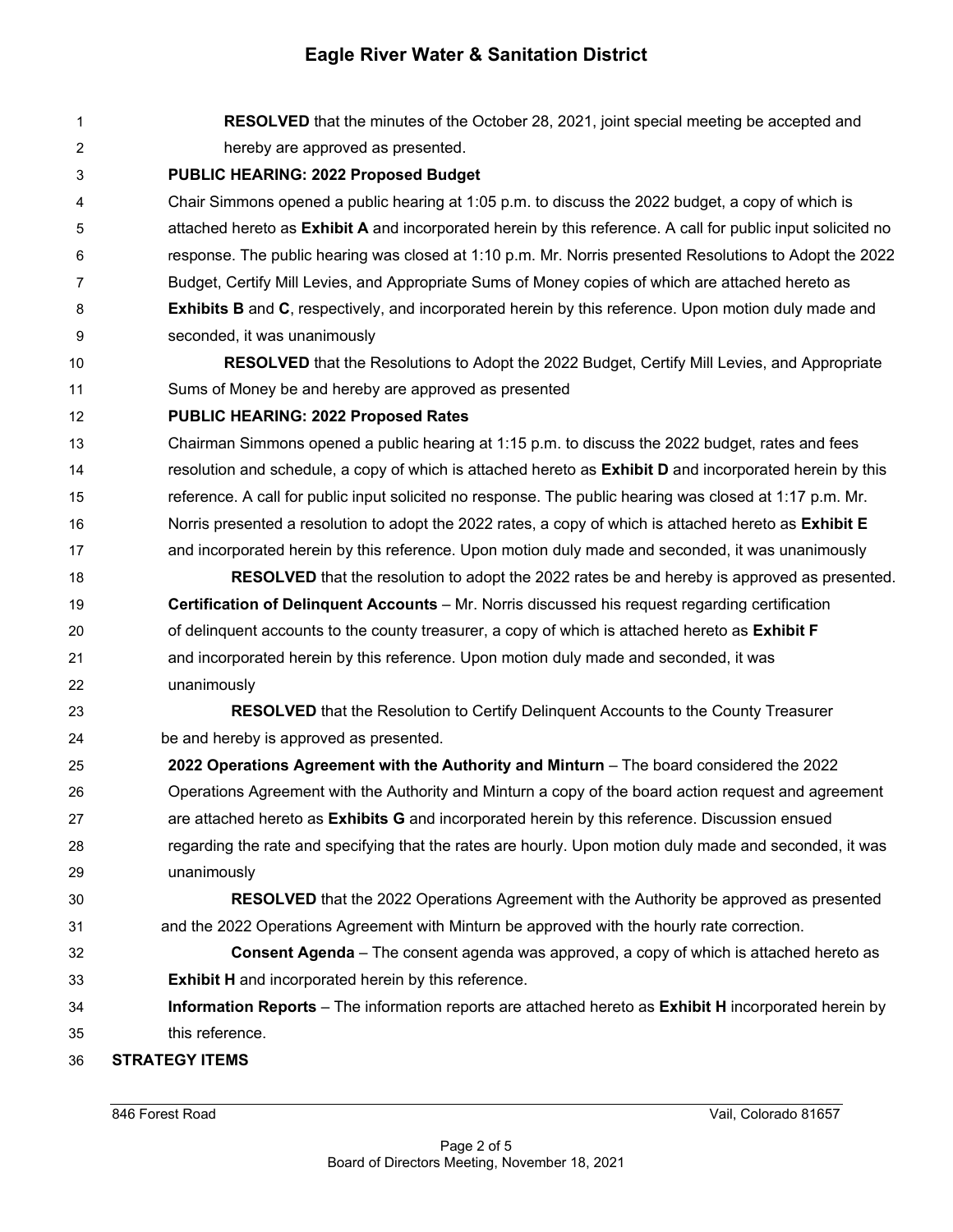**RESOLVED** that the minutes of the October 28, 2021, joint special meeting be accepted and hereby are approved as presented.

**PUBLIC HEARING: 2022 Proposed Budget**

Chair Simmons opened a public hearing at 1:05 p.m. to discuss the 2022 budget, a copy of which is attached hereto as **Exhibit A** and incorporated herein by this reference. A call for public input solicited no response. The public hearing was closed at 1:10 p.m. Mr. Norris presented Resolutions to Adopt the 2022 Budget, Certify Mill Levies, and Appropriate Sums of Money copies of which are attached hereto as **Exhibits B** and **C**, respectively, and incorporated herein by this reference. Upon motion duly made and seconded, it was unanimously

**RESOLVED** that the Resolutions to Adopt the 2022 Budget, Certify Mill Levies, and Appropriate Sums of Money be and hereby are approved as presented

**PUBLIC HEARING: 2022 Proposed Rates**

Chairman Simmons opened a public hearing at 1:15 p.m. to discuss the 2022 budget, rates and fees resolution and schedule, a copy of which is attached hereto as **Exhibit D** and incorporated herein by this reference. A call for public input solicited no response. The public hearing was closed at 1:17 p.m. Mr. Norris presented a resolution to adopt the 2022 rates, a copy of which is attached hereto as **Exhibit E** and incorporated herein by this reference. Upon motion duly made and seconded, it was unanimously

**RESOLVED** that the resolution to adopt the 2022 rates be and hereby is approved as presented.

**Certification of Delinquent Accounts** – Mr. Norris discussed his request regarding certification of delinquent accounts to the county treasurer, a copy of which is attached hereto as **Exhibit F** and incorporated herein by this reference. Upon motion duly made and seconded, it was unanimously

**RESOLVED** that the Resolution to Certify Delinquent Accounts to the County Treasurer be and hereby is approved as presented.

**2022 Operations Agreement with the Authority and Minturn** – The board considered the 2022 Operations Agreement with the Authority and Minturn a copy of the board action request and agreement are attached hereto as **Exhibits G** and incorporated herein by this reference. Discussion ensued regarding the rate and specifying that the rates are hourly. Upon motion duly made and seconded, it was unanimously

**RESOLVED** that the 2022 Operations Agreement with the Authority be approved as presented and the 2022 Operations Agreement with Minturn be approved with the hourly rate correction.

**Consent Agenda** – The consent agenda was approved, a copy of which is attached hereto as **Exhibit H** and incorporated herein by this reference.

**Information Reports** – The information reports are attached hereto as **Exhibit H** incorporated herein by this reference.

**STRATEGY ITEMS**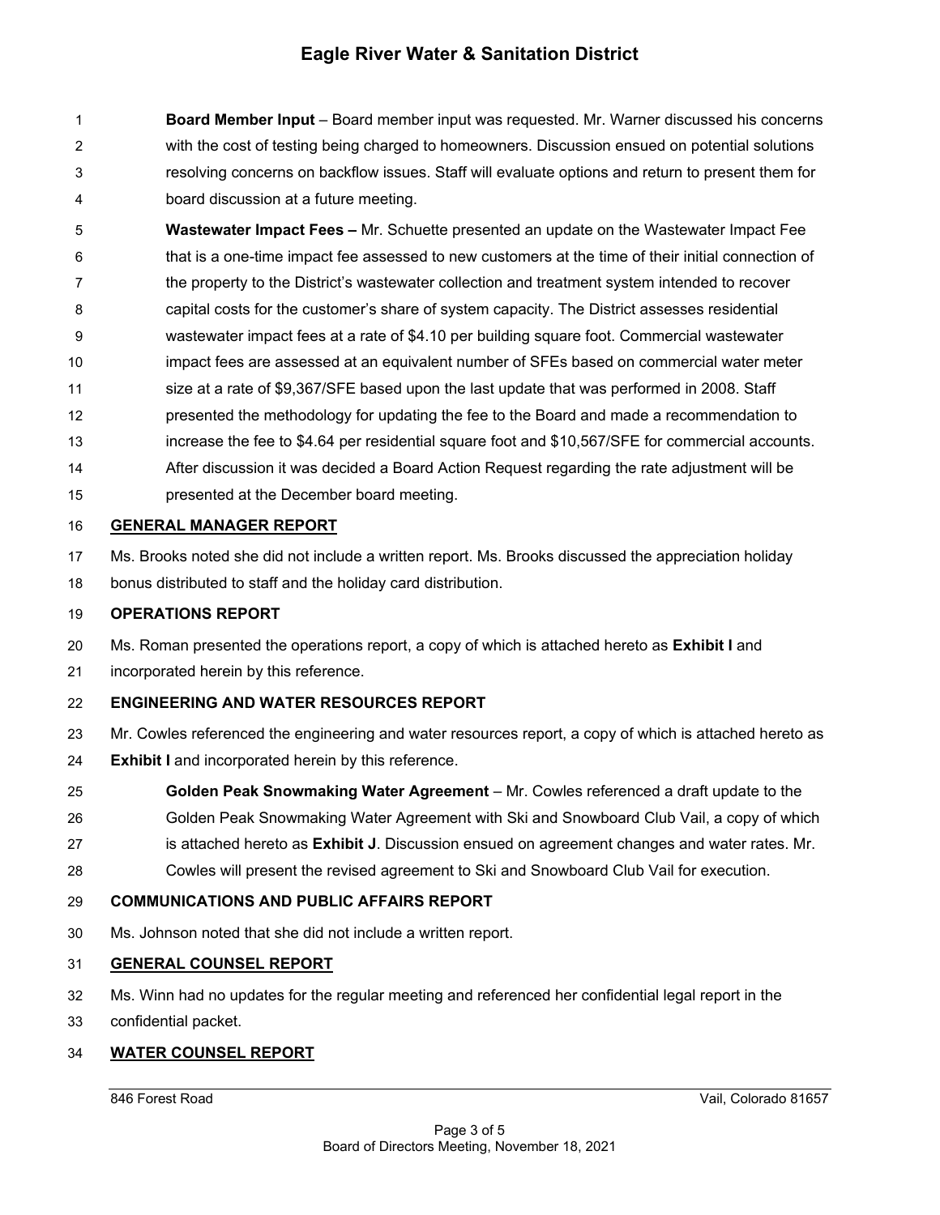**Board Member Input** – Board member input was requested. Mr. Warner discussed his concerns with the cost of testing being charged to homeowners. Discussion ensued on potential solutions resolving concerns on backflow issues. Staff will evaluate options and return to present them for board discussion at a future meeting.

**Wastewater Impact Fees –** Mr. Schuette presented an update on the Wastewater Impact Fee that is a one-time impact fee assessed to new customers at the time of their initial connection of the property to the District's wastewater collection and treatment system intended to recover capital costs for the customer's share of system capacity. The District assesses residential wastewater impact fees at a rate of $4.10 per building square foot. Commercial wastewater impact fees are assessed at an equivalent number of SFEs based on commercial water meter size at a rate of $9,367/SFE based upon the last update that was performed in 2008. Staff presented the methodology for updating the fee to the Board and made a recommendation to increase the fee to $4.64 per residential square foot and $10,567/SFE for commercial accounts. After discussion it was decided a Board Action Request regarding the rate adjustment will be presented at the December board meeting.

## GENERAL MANAGER REPORT

Ms. Brooks noted she did not include a written report. Ms. Brooks discussed the appreciation holiday bonus distributed to staff and the holiday card distribution.

## OPERATIONS REPORT

Ms. Roman presented the operations report, a copy of which is attached hereto as **Exhibit I** and incorporated herein by this reference.

## ENGINEERING AND WATER RESOURCES REPORT

Mr. Cowles referenced the engineering and water resources report, a copy of which is attached hereto as **Exhibit I** and incorporated herein by this reference.

**Golden Peak Snowmaking Water Agreement** – Mr. Cowles referenced a draft update to the Golden Peak Snowmaking Water Agreement with Ski and Snowboard Club Vail, a copy of which is attached hereto as **Exhibit J**. Discussion ensued on agreement changes and water rates. Mr. Cowles will present the revised agreement to Ski and Snowboard Club Vail for execution.

## COMMUNICATIONS AND PUBLIC AFFAIRS REPORT

Ms. Johnson noted that she did not include a written report.

## GENERAL COUNSEL REPORT

Ms. Winn had no updates for the regular meeting and referenced her confidential legal report in the confidential packet.

## WATER COUNSEL REPORT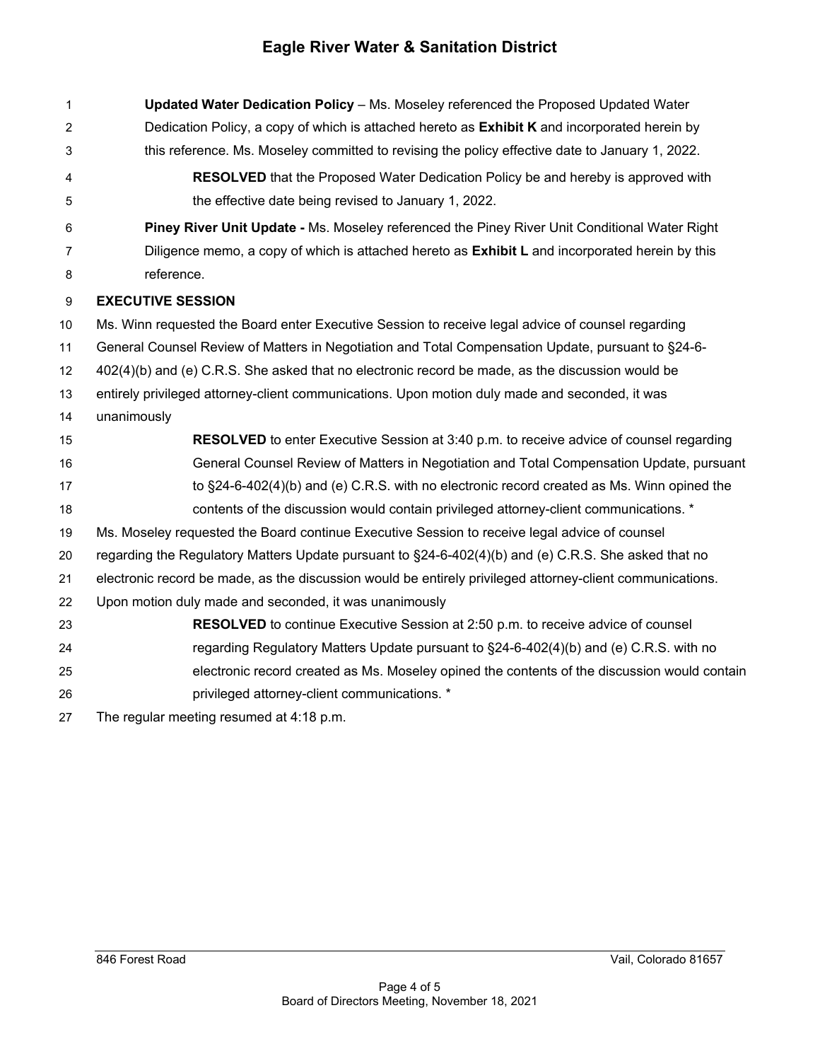**Updated Water Dedication Policy** – Ms. Moseley referenced the Proposed Updated Water Dedication Policy, a copy of which is attached hereto as **Exhibit K** and incorporated herein by this reference. Ms. Moseley committed to revising the policy effective date to January 1, 2022.

> **RESOLVED** that the Proposed Water Dedication Policy be and hereby is approved with the effective date being revised to January 1, 2022.

**Piney River Unit Update -** Ms. Moseley referenced the Piney River Unit Conditional Water Right Diligence memo, a copy of which is attached hereto as **Exhibit L** and incorporated herein by this reference.

## EXECUTIVE SESSION

Ms. Winn requested the Board enter Executive Session to receive legal advice of counsel regarding General Counsel Review of Matters in Negotiation and Total Compensation Update, pursuant to §24-6-402(4)(b) and (e) C.R.S. She asked that no electronic record be made, as the discussion would be entirely privileged attorney-client communications. Upon motion duly made and seconded, it was unanimously

> **RESOLVED** to enter Executive Session at 3:40 p.m. to receive advice of counsel regarding General Counsel Review of Matters in Negotiation and Total Compensation Update, pursuant to §24-6-402(4)(b) and (e) C.R.S. with no electronic record created as Ms. Winn opined the contents of the discussion would contain privileged attorney-client communications. *

Ms. Moseley requested the Board continue Executive Session to receive legal advice of counsel regarding the Regulatory Matters Update pursuant to §24-6-402(4)(b) and (e) C.R.S. She asked that no electronic record be made, as the discussion would be entirely privileged attorney-client communications. Upon motion duly made and seconded, it was unanimously

> **RESOLVED** to continue Executive Session at 2:50 p.m. to receive advice of counsel regarding Regulatory Matters Update pursuant to §24-6-402(4)(b) and (e) C.R.S. with no electronic record created as Ms. Moseley opined the contents of the discussion would contain privileged attorney-client communications. *

The regular meeting resumed at 4:18 p.m.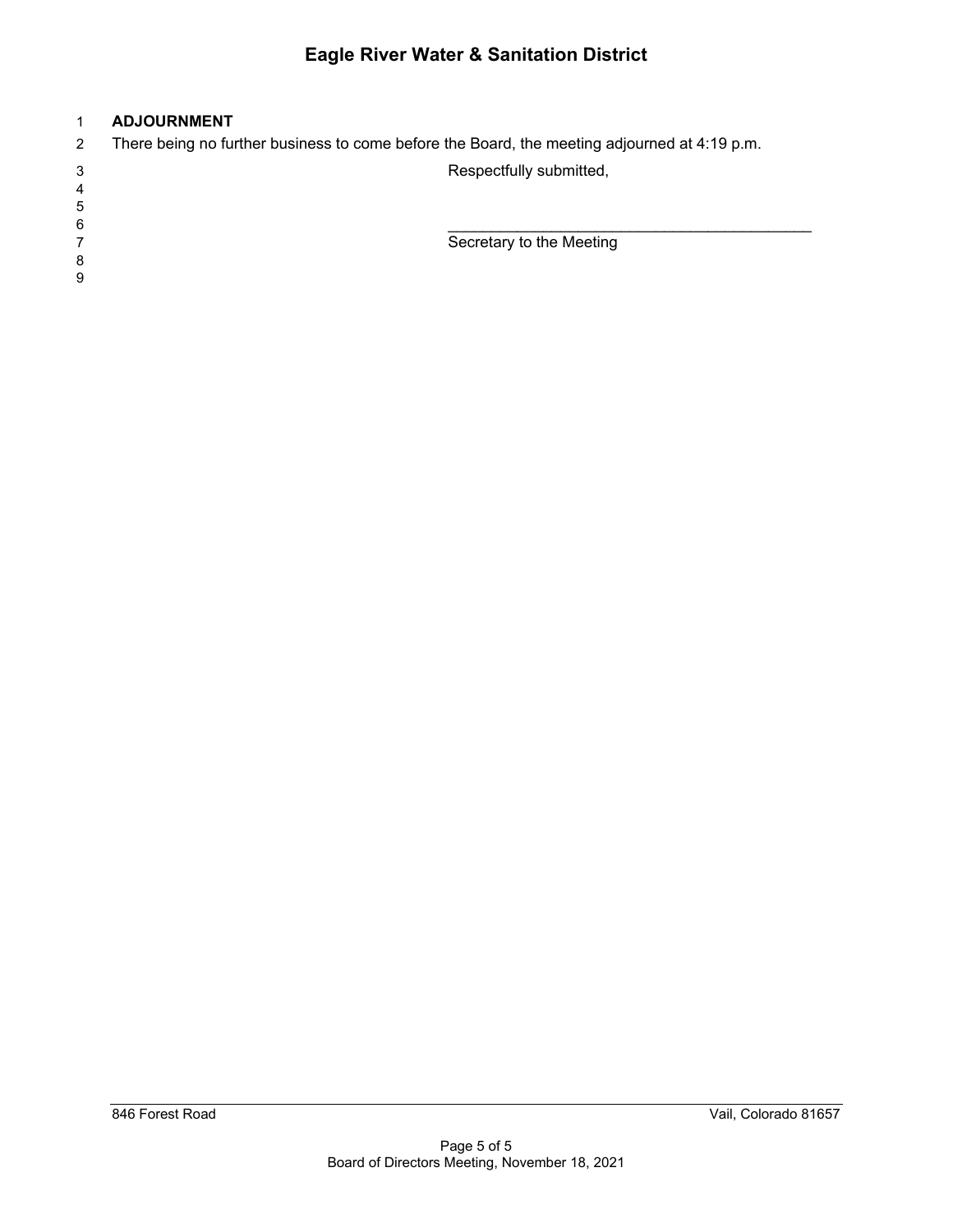**ADJOURNMENT**

There being no further business to come before the Board, the meeting adjourned at 4:19 p.m.

Respectfully submitted,

\_\_\_\_\_\_\_\_\_\_\_\_\_\_\_\_\_\_\_\_\_\_\_\_\_\_\_\_\_\_\_\_\_\_\_\_\_\_\_\_\_\_\_

Secretary to the Meeting